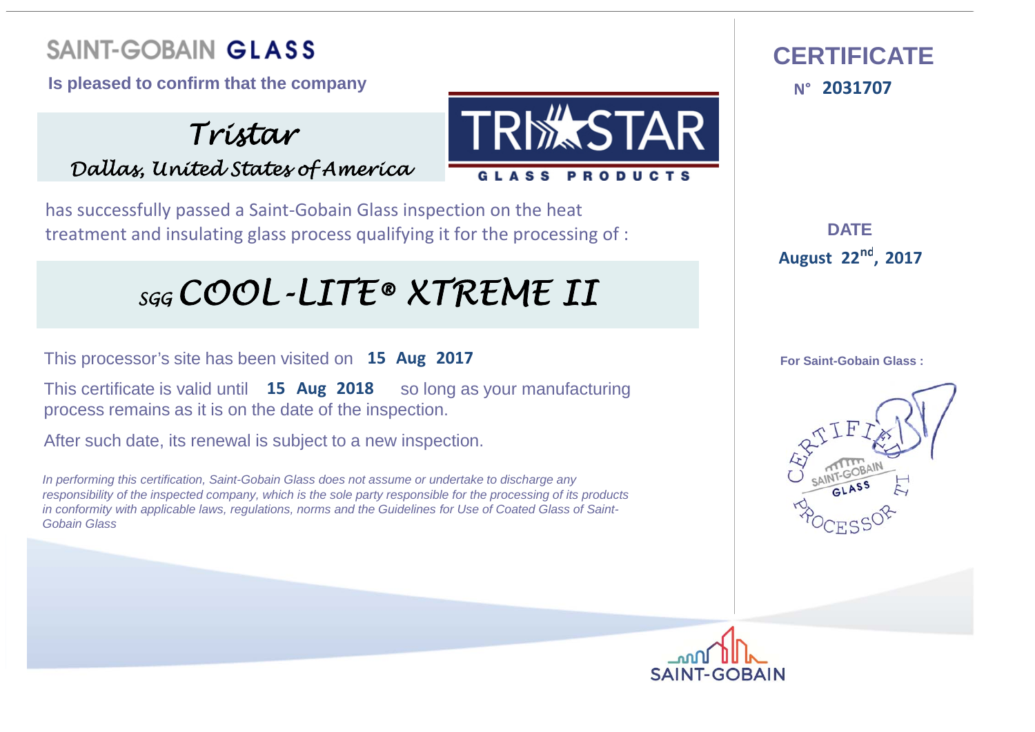SAINT-GOBAIN **GLASS**

**Is pleased to confirm that the company**

*Tristar*

*Dallas, United States of America*

TRISTAR GLASS PRODUCTS

# CERTIFICATE

**N° 2031707**

has successfully passed a Saint-Gobain Glass inspection on the heat treatment and insulating glass process qualifying it for the processing of :

## *SGG COOL-LITE® XTREME II*

**DATE**

**August 22nd, 2017**

This processor's site has been visited on **15 Aug 2017**

This certificate is valid until **15 Aug 2018** so long as your manufacturing process remains as it is on the date of the inspection.

After such date, its renewal is subject to a new inspection.

*In performing this certification, Saint-Gobain Glass does not assume or undertake to discharge any responsibility of the inspected company, which is the sole party responsible for the processing of its products in conformity with applicable laws, regulations, norms and the Guidelines for Use of Coated Glass of Saint-Gobain Glass*

**For Saint-Gobain Glass :**

CERTIFIED SAINT-GOBAIN GLASS PROCESSOR

SAINT-GOBAIN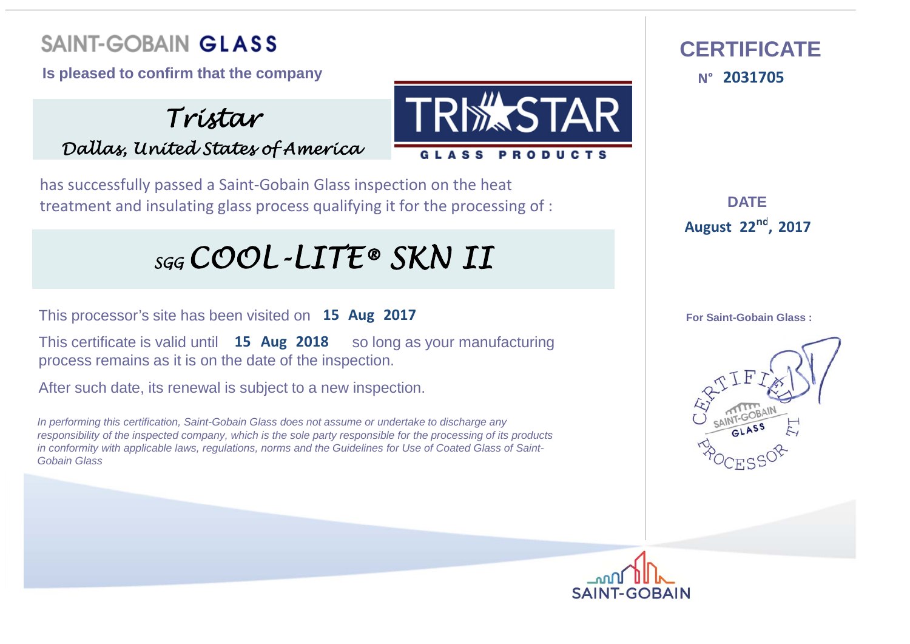SAINT-GOBAIN **GLASS**

**Is pleased to confirm that the company**

*Tristar*

*Dallas, United States of America*

TRISTAR GLASS PRODUCTS

has successfully passed a Saint-Gobain Glass inspection on the heat treatment and insulating glass process qualifying it for the processing of :

# *SGG COOL-LITE® SKN II*

This processor's site has been visited on **15 Aug 2017**

This certificate is valid until **15 Aug 2018** so long as your manufacturing process remains as it is on the date of the inspection.

After such date, its renewal is subject to a new inspection.

*In performing this certification, Saint-Gobain Glass does not assume or undertake to discharge any responsibility of the inspected company, which is the sole party responsible for the processing of its products in conformity with applicable laws, regulations, norms and the Guidelines for Use of Coated Glass of Saint-Gobain Glass*

# CERTIFICATE

**N° 2031705**

**DATE**

**August 22nd, 2017**

**For Saint-Gobain Glass :**

CERTIFIED SAINT-GOBAIN GLASS PROCESSOR

SAINT-GOBAIN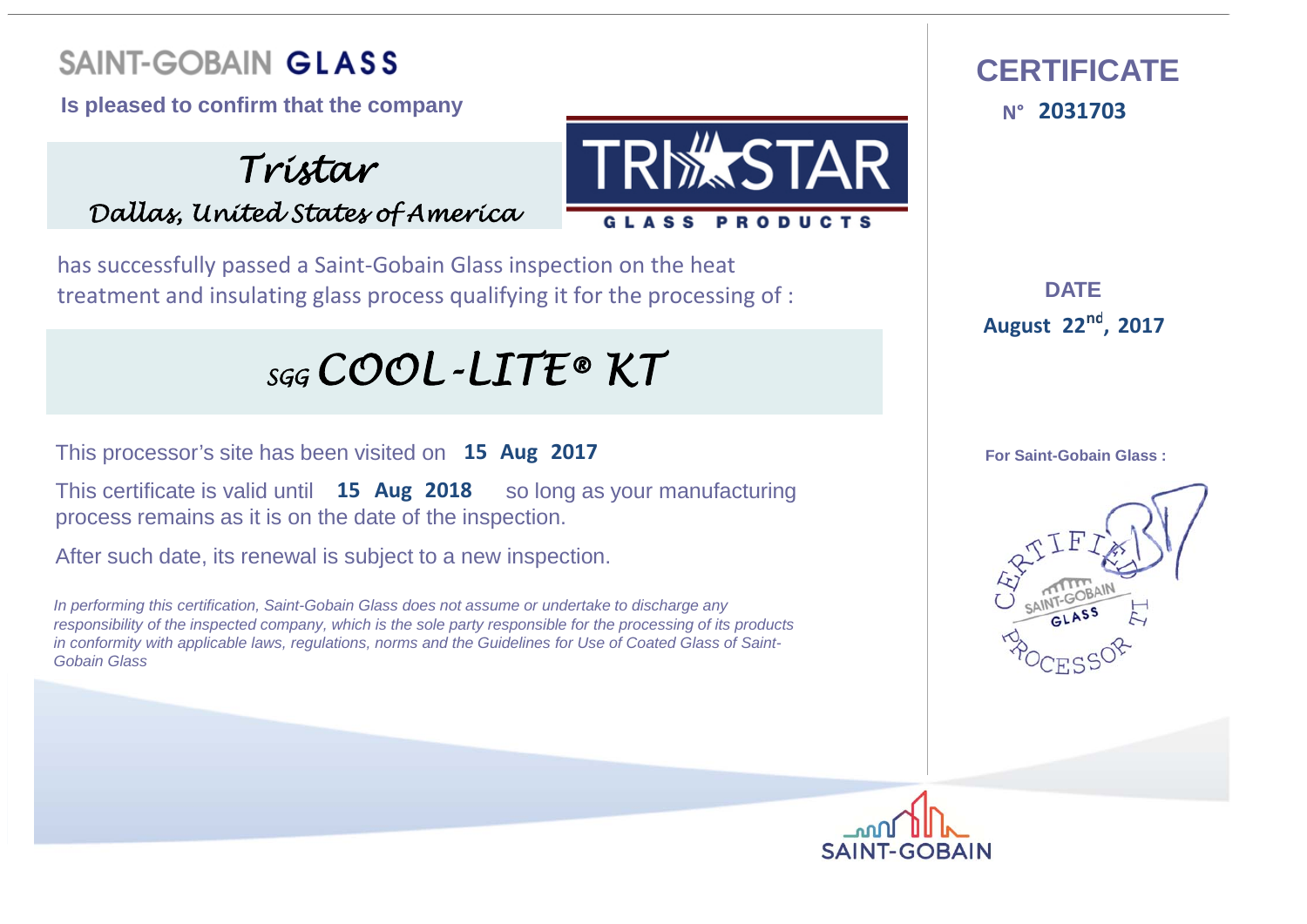# SAINT-GOBAIN GLASS

**Is pleased to confirm that the company**

*Tristar*

*Dallas, United States of America*

TRISTAR GLASS PRODUCTS

has successfully passed a Saint-Gobain Glass inspection on the heat treatment and insulating glass process qualifying it for the processing of :

## *SGG COOL-LITE® KT*

This processor's site has been visited on **15 Aug 2017**

This certificate is valid until **15 Aug 2018** so long as your manufacturing process remains as it is on the date of the inspection.

After such date, its renewal is subject to a new inspection.

*In performing this certification, Saint-Gobain Glass does not assume or undertake to discharge any responsibility of the inspected company, which is the sole party responsible for the processing of its products in conformity with applicable laws, regulations, norms and the Guidelines for Use of Coated Glass of Saint-Gobain Glass*

## CERTIFICATE

**N° 2031703**

**DATE**

**August 22nd, 2017**

**For Saint-Gobain Glass :**

CERTIFIED SAINT-GOBAIN GLASS PROCESSOR

SAINT-GOBAIN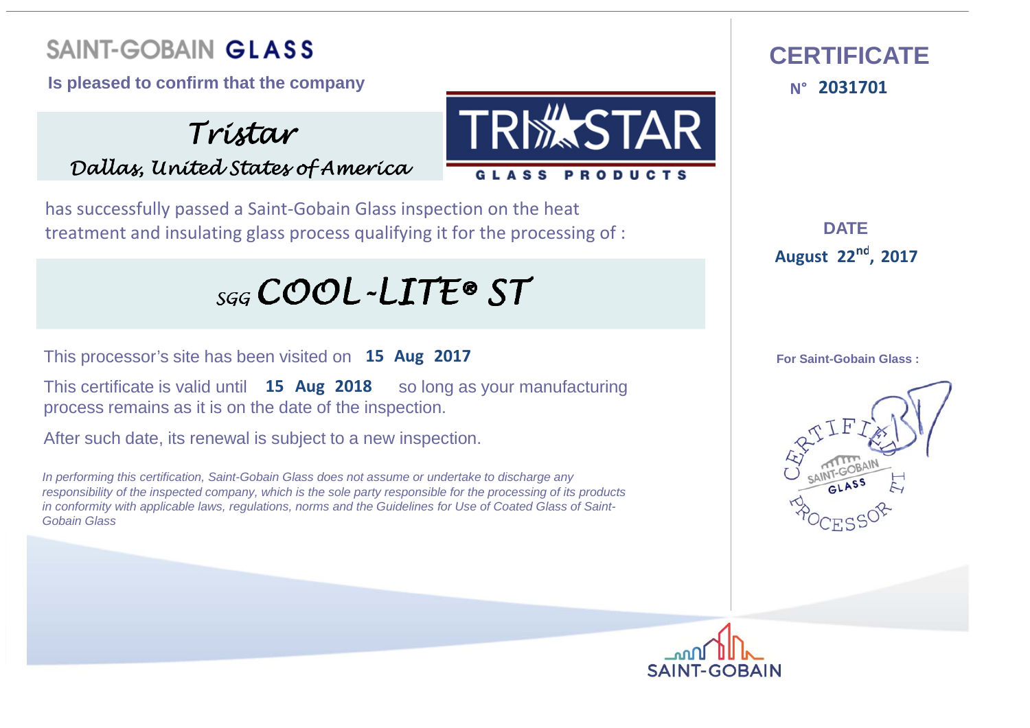# SAINT-GOBAIN GLASS

**Is pleased to confirm that the company**

*Tristar*

*Dallas, United States of America*

TRISTAR GLASS PRODUCTS

has successfully passed a Saint-Gobain Glass inspection on the heat treatment and insulating glass process qualifying it for the processing of :

## *SGG COOL-LITE® ST*

This processor's site has been visited on **15 Aug 2017**

This certificate is valid until **15 Aug 2018** so long as your manufacturing process remains as it is on the date of the inspection.

After such date, its renewal is subject to a new inspection.

*In performing this certification, Saint-Gobain Glass does not assume or undertake to discharge any responsibility of the inspected company, which is the sole party responsible for the processing of its products in conformity with applicable laws, regulations, norms and the Guidelines for Use of Coated Glass of Saint-Gobain Glass*

## CERTIFICATE

**N° 2031701**

**DATE**

**August 22nd, 2017**

**For Saint-Gobain Glass :**

CERTIFIED SAINT-GOBAIN GLASS PROCESSOR

SAINT-GOBAIN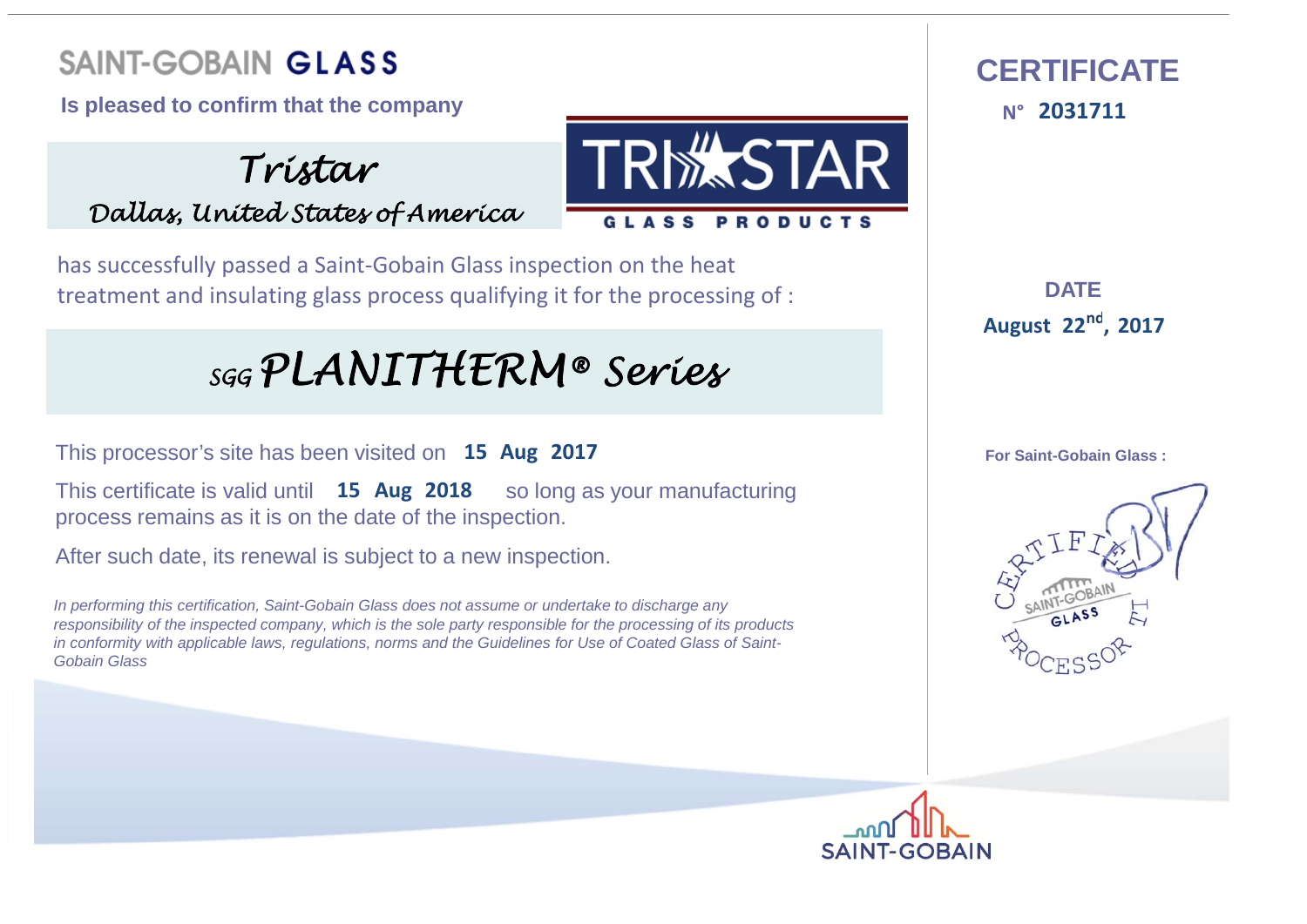# SAINT-GOBAIN GLASS

**Is pleased to confirm that the company**

*Tristar*
*Dallas, United States of America*

TRI★STAR
GLASS PRODUCTS

has successfully passed a Saint-Gobain Glass inspection on the heat treatment and insulating glass process qualifying it for the processing of :

## *SGG PLANITHERM® Series*

This processor's site has been visited on **15 Aug 2017**

This certificate is valid until **15 Aug 2018** so long as your manufacturing process remains as it is on the date of the inspection.

After such date, its renewal is subject to a new inspection.

*In performing this certification, Saint-Gobain Glass does not assume or undertake to discharge any responsibility of the inspected company, which is the sole party responsible for the processing of its products in conformity with applicable laws, regulations, norms and the Guidelines for Use of Coated Glass of Saint-Gobain Glass*

# CERTIFICATE

**N° 2031711**

**DATE**
**August 22nd, 2017**

**For Saint-Gobain Glass :**

CERTIFIED PROCESSOR SAINT-GOBAIN GLASS

SAINT-GOBAIN